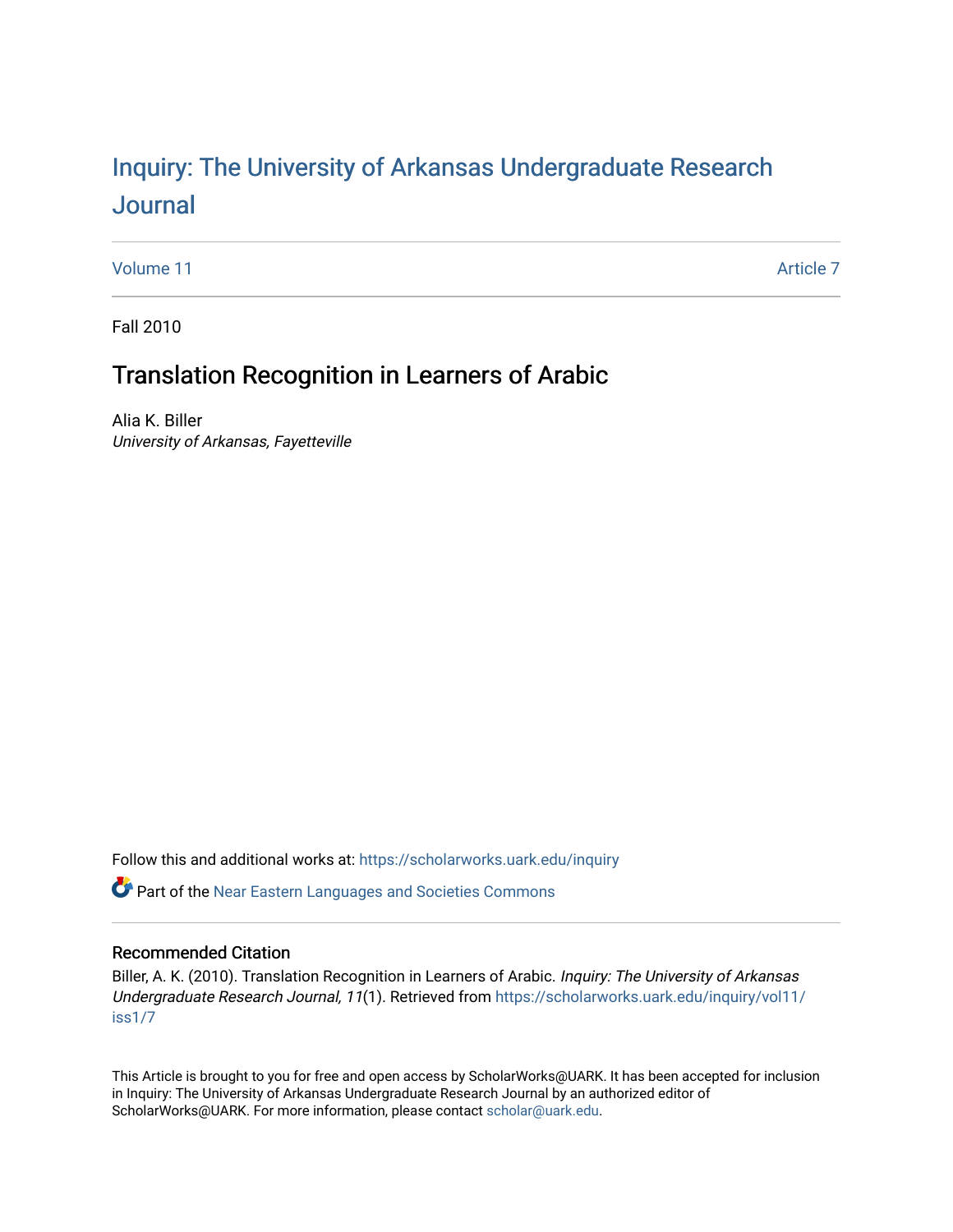# Inquiry: The University of Arkansas Undergraduate Research Journal

Volume 11 | Article 7

Fall 2010

## Translation Recognition in Learners of Arabic

Alia K. Biller
*University of Arkansas, Fayetteville*

Follow this and additional works at: https://scholarworks.uark.edu/inquiry

Part of the Near Eastern Languages and Societies Commons

### Recommended Citation

Biller, A. K. (2010). Translation Recognition in Learners of Arabic. *Inquiry: The University of Arkansas Undergraduate Research Journal, 11*(1). Retrieved from https://scholarworks.uark.edu/inquiry/vol11/iss1/7

This Article is brought to you for free and open access by ScholarWorks@UARK. It has been accepted for inclusion in Inquiry: The University of Arkansas Undergraduate Research Journal by an authorized editor of ScholarWorks@UARK. For more information, please contact scholar@uark.edu.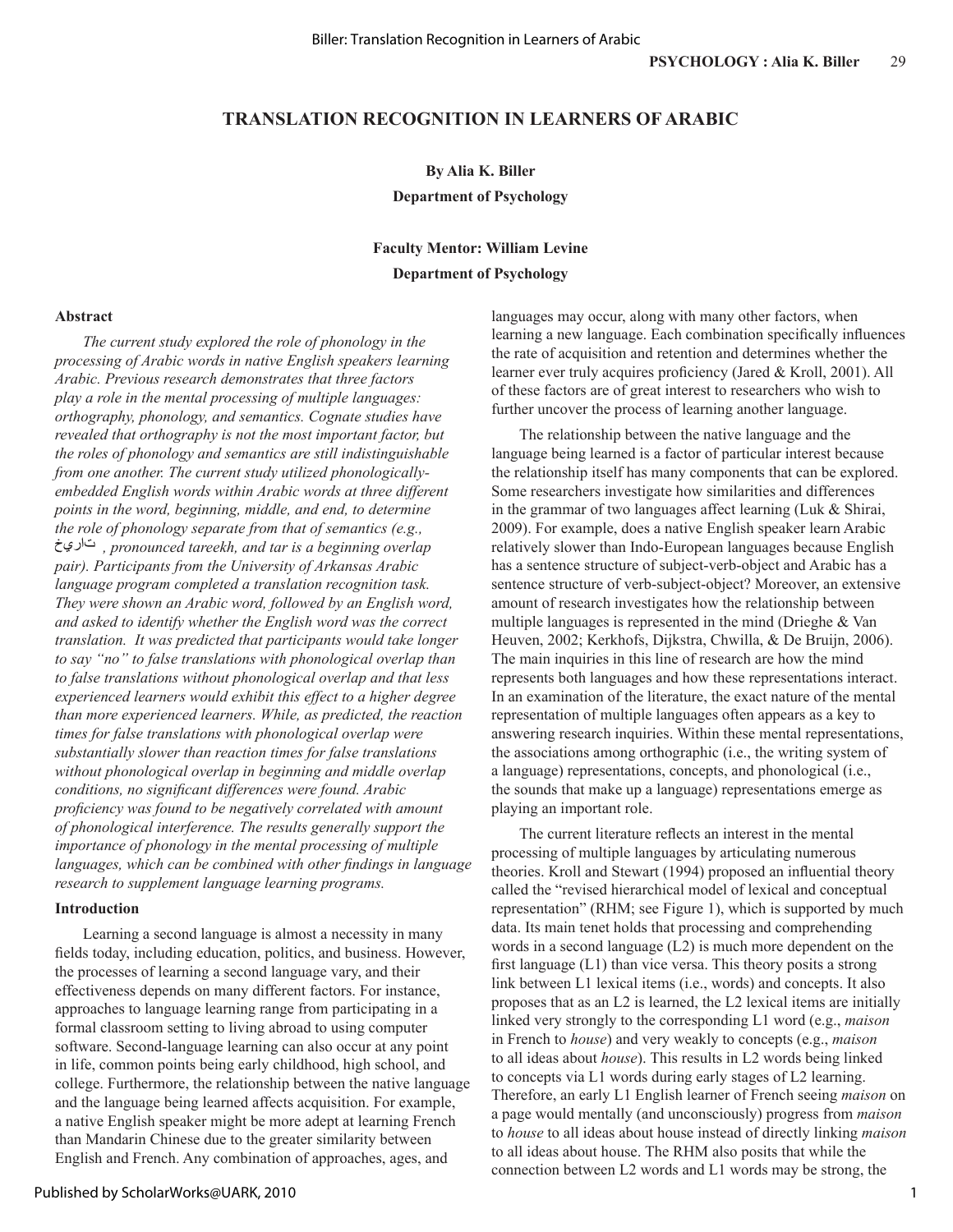# TRANSLATION RECOGNITION IN LEARNERS OF ARABIC

**By Alia K. Biller**
**Department of Psychology**

**Faculty Mentor: William Levine**
**Department of Psychology**

### Abstract

*The current study explored the role of phonology in the processing of Arabic words in native English speakers learning Arabic. Previous research demonstrates that three factors play a role in the mental processing of multiple languages: orthography, phonology, and semantics. Cognate studies have revealed that orthography is not the most important factor, but the roles of phonology and semantics are still indistinguishable from one another. The current study utilized phonologically-embedded English words within Arabic words at three different points in the word, beginning, middle, and end, to determine the role of phonology separate from that of semantics (e.g.,* تاريخ *, pronounced tareekh, and tar is a beginning overlap pair). Participants from the University of Arkansas Arabic language program completed a translation recognition task. They were shown an Arabic word, followed by an English word, and asked to identify whether the English word was the correct translation. It was predicted that participants would take longer to say "no" to false translations with phonological overlap than to false translations without phonological overlap and that less experienced learners would exhibit this effect to a higher degree than more experienced learners. While, as predicted, the reaction times for false translations with phonological overlap were substantially slower than reaction times for false translations without phonological overlap in beginning and middle overlap conditions, no significant differences were found. Arabic proficiency was found to be negatively correlated with amount of phonological interference. The results generally support the importance of phonology in the mental processing of multiple languages, which can be combined with other findings in language research to supplement language learning programs.*

### Introduction

Learning a second language is almost a necessity in many fields today, including education, politics, and business. However, the processes of learning a second language vary, and their effectiveness depends on many different factors. For instance, approaches to language learning range from participating in a formal classroom setting to living abroad to using computer software. Second-language learning can also occur at any point in life, common points being early childhood, high school, and college. Furthermore, the relationship between the native language and the language being learned affects acquisition. For example, a native English speaker might be more adept at learning French than Mandarin Chinese due to the greater similarity between English and French. Any combination of approaches, ages, and languages may occur, along with many other factors, when learning a new language. Each combination specifically influences the rate of acquisition and retention and determines whether the learner ever truly acquires proficiency (Jared & Kroll, 2001). All of these factors are of great interest to researchers who wish to further uncover the process of learning another language.

The relationship between the native language and the language being learned is a factor of particular interest because the relationship itself has many components that can be explored. Some researchers investigate how similarities and differences in the grammar of two languages affect learning (Luk & Shirai, 2009). For example, does a native English speaker learn Arabic relatively slower than Indo-European languages because English has a sentence structure of subject-verb-object and Arabic has a sentence structure of verb-subject-object? Moreover, an extensive amount of research investigates how the relationship between multiple languages is represented in the mind (Drieghe & Van Heuven, 2002; Kerkhofs, Dijkstra, Chwilla, & De Bruijn, 2006). The main inquiries in this line of research are how the mind represents both languages and how these representations interact. In an examination of the literature, the exact nature of the mental representation of multiple languages often appears as a key to answering research inquiries. Within these mental representations, the associations among orthographic (i.e., the writing system of a language) representations, concepts, and phonological (i.e., the sounds that make up a language) representations emerge as playing an important role.

The current literature reflects an interest in the mental processing of multiple languages by articulating numerous theories. Kroll and Stewart (1994) proposed an influential theory called the "revised hierarchical model of lexical and conceptual representation" (RHM; see Figure 1), which is supported by much data. Its main tenet holds that processing and comprehending words in a second language (L2) is much more dependent on the first language (L1) than vice versa. This theory posits a strong link between L1 lexical items (i.e., words) and concepts. It also proposes that as an L2 is learned, the L2 lexical items are initially linked very strongly to the corresponding L1 word (e.g., *maison* in French to *house*) and very weakly to concepts (e.g., *maison* to all ideas about *house*). This results in L2 words being linked to concepts via L1 words during early stages of L2 learning. Therefore, an early L1 English learner of French seeing *maison* on a page would mentally (and unconsciously) progress from *maison* to *house* to all ideas about house instead of directly linking *maison* to all ideas about house. The RHM also posits that while the connection between L2 words and L1 words may be strong, the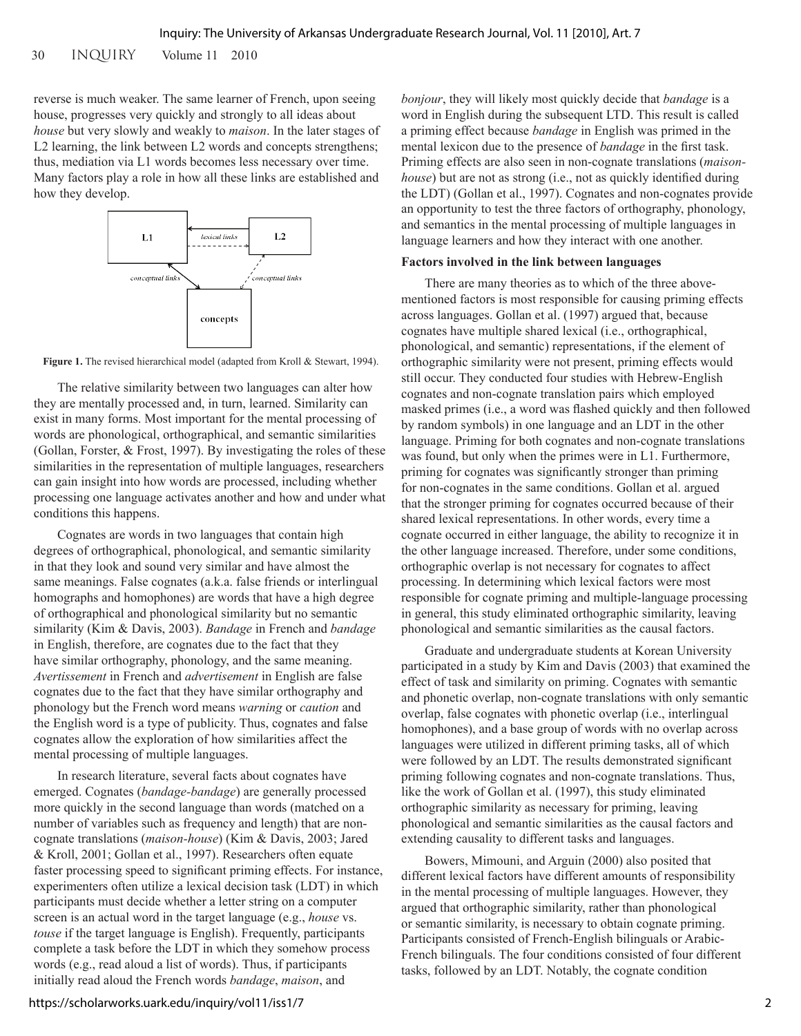reverse is much weaker. The same learner of French, upon seeing house, progresses very quickly and strongly to all ideas about *house* but very slowly and weakly to *maison*. In the later stages of L2 learning, the link between L2 words and concepts strengthens; thus, mediation via L1 words becomes less necessary over time. Many factors play a role in how all these links are established and how they develop.

**Figure 1.** The revised hierarchical model (adapted from Kroll & Stewart, 1994).

The relative similarity between two languages can alter how they are mentally processed and, in turn, learned. Similarity can exist in many forms. Most important for the mental processing of words are phonological, orthographical, and semantic similarities (Gollan, Forster, & Frost, 1997). By investigating the roles of these similarities in the representation of multiple languages, researchers can gain insight into how words are processed, including whether processing one language activates another and how and under what conditions this happens.

Cognates are words in two languages that contain high degrees of orthographical, phonological, and semantic similarity in that they look and sound very similar and have almost the same meanings. False cognates (a.k.a. false friends or interlingual homographs and homophones) are words that have a high degree of orthographical and phonological similarity but no semantic similarity (Kim & Davis, 2003). *Bandage* in French and *bandage* in English, therefore, are cognates due to the fact that they have similar orthography, phonology, and the same meaning. *Avertissement* in French and *advertisement* in English are false cognates due to the fact that they have similar orthography and phonology but the French word means *warning* or *caution* and the English word is a type of publicity. Thus, cognates and false cognates allow the exploration of how similarities affect the mental processing of multiple languages.

In research literature, several facts about cognates have emerged. Cognates (*bandage-bandage*) are generally processed more quickly in the second language than words (matched on a number of variables such as frequency and length) that are non-cognate translations (*maison-house*) (Kim & Davis, 2003; Jared & Kroll, 2001; Gollan et al., 1997). Researchers often equate faster processing speed to significant priming effects. For instance, experimenters often utilize a lexical decision task (LDT) in which participants must decide whether a letter string on a computer screen is an actual word in the target language (e.g., *house* vs. *touse* if the target language is English). Frequently, participants complete a task before the LDT in which they somehow process words (e.g., read aloud a list of words). Thus, if participants initially read aloud the French words *bandage*, *maison*, and *bonjour*, they will likely most quickly decide that *bandage* is a word in English during the subsequent LTD. This result is called a priming effect because *bandage* in English was primed in the mental lexicon due to the presence of *bandage* in the first task. Priming effects are also seen in non-cognate translations (*maison-house*) but are not as strong (i.e., not as quickly identified during the LDT) (Gollan et al., 1997). Cognates and non-cognates provide an opportunity to test the three factors of orthography, phonology, and semantics in the mental processing of multiple languages in language learners and how they interact with one another.

**Factors involved in the link between languages**

There are many theories as to which of the three above-mentioned factors is most responsible for causing priming effects across languages. Gollan et al. (1997) argued that, because cognates have multiple shared lexical (i.e., orthographical, phonological, and semantic) representations, if the element of orthographic similarity were not present, priming effects would still occur. They conducted four studies with Hebrew-English cognates and non-cognate translation pairs which employed masked primes (i.e., a word was flashed quickly and then followed by random symbols) in one language and an LDT in the other language. Priming for both cognates and non-cognate translations was found, but only when the primes were in L1. Furthermore, priming for cognates was significantly stronger than priming for non-cognates in the same conditions. Gollan et al. argued that the stronger priming for cognates occurred because of their shared lexical representations. In other words, every time a cognate occurred in either language, the ability to recognize it in the other language increased. Therefore, under some conditions, orthographic overlap is not necessary for cognates to affect processing. In determining which lexical factors were most responsible for cognate priming and multiple-language processing in general, this study eliminated orthographic similarity, leaving phonological and semantic similarities as the causal factors.

Graduate and undergraduate students at Korean University participated in a study by Kim and Davis (2003) that examined the effect of task and similarity on priming. Cognates with semantic and phonetic overlap, non-cognate translations with only semantic overlap, false cognates with phonetic overlap (i.e., interlingual homophones), and a base group of words with no overlap across languages were utilized in different priming tasks, all of which were followed by an LDT. The results demonstrated significant priming following cognates and non-cognate translations. Thus, like the work of Gollan et al. (1997), this study eliminated orthographic similarity as necessary for priming, leaving phonological and semantic similarities as the causal factors and extending causality to different tasks and languages.

Bowers, Mimouni, and Arguin (2000) also posited that different lexical factors have different amounts of responsibility in the mental processing of multiple languages. However, they argued that orthographic similarity, rather than phonological or semantic similarity, is necessary to obtain cognate priming. Participants consisted of French-English bilinguals or Arabic-French bilinguals. The four conditions consisted of four different tasks, followed by an LDT. Notably, the cognate condition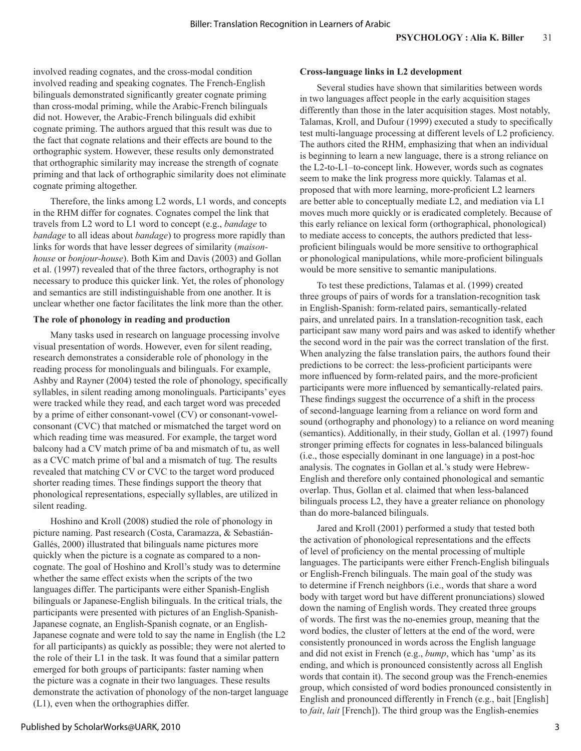involved reading cognates, and the cross-modal condition involved reading and speaking cognates. The French-English bilinguals demonstrated significantly greater cognate priming than cross-modal priming, while the Arabic-French bilinguals did not. However, the Arabic-French bilinguals did exhibit cognate priming. The authors argued that this result was due to the fact that cognate relations and their effects are bound to the orthographic system. However, these results only demonstrated that orthographic similarity may increase the strength of cognate priming and that lack of orthographic similarity does not eliminate cognate priming altogether.

Therefore, the links among L2 words, L1 words, and concepts in the RHM differ for cognates. Cognates compel the link that travels from L2 word to L1 word to concept (e.g., *bandage* to *bandage* to all ideas about *bandage*) to progress more rapidly than links for words that have lesser degrees of similarity (*maison-house* or *bonjour-house*). Both Kim and Davis (2003) and Gollan et al. (1997) revealed that of the three factors, orthography is not necessary to produce this quicker link. Yet, the roles of phonology and semantics are still indistinguishable from one another. It is unclear whether one factor facilitates the link more than the other.

**The role of phonology in reading and production**

Many tasks used in research on language processing involve visual presentation of words. However, even for silent reading, research demonstrates a considerable role of phonology in the reading process for monolinguals and bilinguals. For example, Ashby and Rayner (2004) tested the role of phonology, specifically syllables, in silent reading among monolinguals. Participants' eyes were tracked while they read, and each target word was preceded by a prime of either consonant-vowel (CV) or consonant-vowel-consonant (CVC) that matched or mismatched the target word on which reading time was measured. For example, the target word balcony had a CV match prime of ba and mismatch of tu, as well as a CVC match prime of bal and a mismatch of tug. The results revealed that matching CV or CVC to the target word produced shorter reading times. These findings support the theory that phonological representations, especially syllables, are utilized in silent reading.

Hoshino and Kroll (2008) studied the role of phonology in picture naming. Past research (Costa, Caramazza, & Sebastián-Gallés, 2000) illustrated that bilinguals name pictures more quickly when the picture is a cognate as compared to a non-cognate. The goal of Hoshino and Kroll's study was to determine whether the same effect exists when the scripts of the two languages differ. The participants were either Spanish-English bilinguals or Japanese-English bilinguals. In the critical trials, the participants were presented with pictures of an English-Spanish-Japanese cognate, an English-Spanish cognate, or an English-Japanese cognate and were told to say the name in English (the L2 for all participants) as quickly as possible; they were not alerted to the role of their L1 in the task. It was found that a similar pattern emerged for both groups of participants: faster naming when the picture was a cognate in their two languages. These results demonstrate the activation of phonology of the non-target language (L1), even when the orthographies differ.

**Cross-language links in L2 development**

Several studies have shown that similarities between words in two languages affect people in the early acquisition stages differently than those in the later acquisition stages. Most notably, Talamas, Kroll, and Dufour (1999) executed a study to specifically test multi-language processing at different levels of L2 proficiency. The authors cited the RHM, emphasizing that when an individual is beginning to learn a new language, there is a strong reliance on the L2-to-L1–to-concept link. However, words such as cognates seem to make the link progress more quickly. Talamas et al. proposed that with more learning, more-proficient L2 learners are better able to conceptually mediate L2, and mediation via L1 moves much more quickly or is eradicated completely. Because of this early reliance on lexical form (orthographical, phonological) to mediate access to concepts, the authors predicted that less-proficient bilinguals would be more sensitive to orthographical or phonological manipulations, while more-proficient bilinguals would be more sensitive to semantic manipulations.

To test these predictions, Talamas et al. (1999) created three groups of pairs of words for a translation-recognition task in English-Spanish: form-related pairs, semantically-related pairs, and unrelated pairs. In a translation-recognition task, each participant saw many word pairs and was asked to identify whether the second word in the pair was the correct translation of the first. When analyzing the false translation pairs, the authors found their predictions to be correct: the less-proficient participants were more influenced by form-related pairs, and the more-proficient participants were more influenced by semantically-related pairs. These findings suggest the occurrence of a shift in the process of second-language learning from a reliance on word form and sound (orthography and phonology) to a reliance on word meaning (semantics). Additionally, in their study, Gollan et al. (1997) found stronger priming effects for cognates in less-balanced bilinguals (i.e., those especially dominant in one language) in a post-hoc analysis. The cognates in Gollan et al.'s study were Hebrew-English and therefore only contained phonological and semantic overlap. Thus, Gollan et al. claimed that when less-balanced bilinguals process L2, they have a greater reliance on phonology than do more-balanced bilinguals.

Jared and Kroll (2001) performed a study that tested both the activation of phonological representations and the effects of level of proficiency on the mental processing of multiple languages. The participants were either French-English bilinguals or English-French bilinguals. The main goal of the study was to determine if French neighbors (i.e., words that share a word body with target word but have different pronunciations) slowed down the naming of English words. They created three groups of words. The first was the no-enemies group, meaning that the word bodies, the cluster of letters at the end of the word, were consistently pronounced in words across the English language and did not exist in French (e.g., *bump*, which has 'ump' as its ending, and which is pronounced consistently across all English words that contain it). The second group was the French-enemies group, which consisted of word bodies pronounced consistently in English and pronounced differently in French (e.g., bait [English] to *fait*, *lait* [French]). The third group was the English-enemies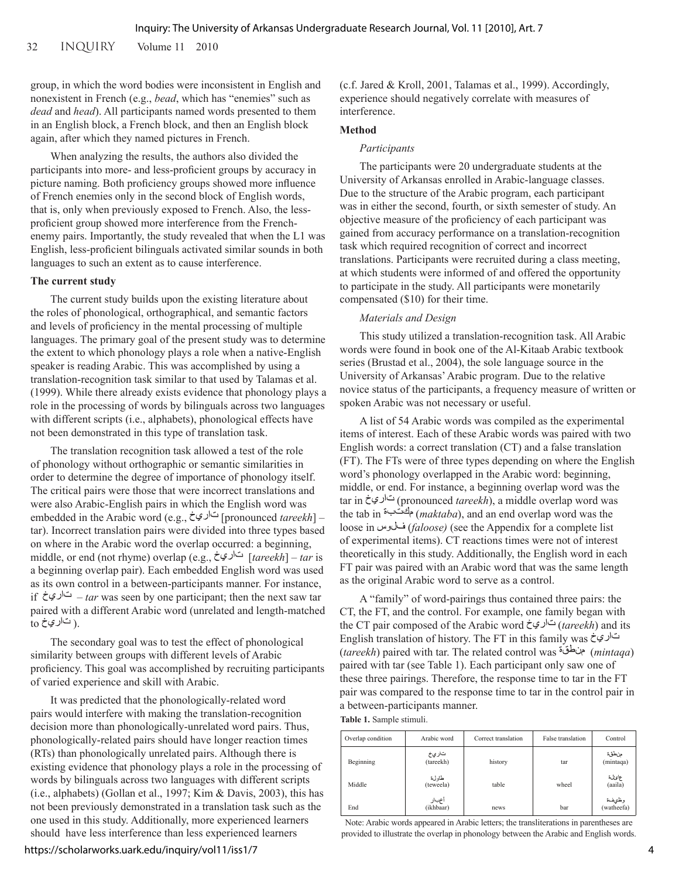group, in which the word bodies were inconsistent in English and nonexistent in French (e.g., *bead*, which has "enemies" such as *dead* and *head*). All participants named words presented to them in an English block, a French block, and then an English block again, after which they named pictures in French.

When analyzing the results, the authors also divided the participants into more- and less-proficient groups by accuracy in picture naming. Both proficiency groups showed more influence of French enemies only in the second block of English words, that is, only when previously exposed to French. Also, the less-proficient group showed more interference from the French-enemy pairs. Importantly, the study revealed that when the L1 was English, less-proficient bilinguals activated similar sounds in both languages to such an extent as to cause interference.

**The current study**

The current study builds upon the existing literature about the roles of phonological, orthographical, and semantic factors and levels of proficiency in the mental processing of multiple languages. The primary goal of the present study was to determine the extent to which phonology plays a role when a native-English speaker is reading Arabic. This was accomplished by using a translation-recognition task similar to that used by Talamas et al. (1999). While there already exists evidence that phonology plays a role in the processing of words by bilinguals across two languages with different scripts (i.e., alphabets), phonological effects have not been demonstrated in this type of translation task.

The translation recognition task allowed a test of the role of phonology without orthographic or semantic similarities in order to determine the degree of importance of phonology itself. The critical pairs were those that were incorrect translations and were also Arabic-English pairs in which the English word was embedded in the Arabic word (e.g., تاريخ [pronounced *tareekh*] – tar). Incorrect translation pairs were divided into three types based on where in the Arabic word the overlap occurred: a beginning, middle, or end (not rhyme) overlap (e.g., تاريخ [*tareekh*] – *tar* is a beginning overlap pair). Each embedded English word was used as its own control in a between-participants manner. For instance, if تاريخ – *tar* was seen by one participant; then the next saw tar paired with a different Arabic word (unrelated and length-matched to تاريخ ).

The secondary goal was to test the effect of phonological similarity between groups with different levels of Arabic proficiency. This goal was accomplished by recruiting participants of varied experience and skill with Arabic.

It was predicted that the phonologically-related word pairs would interfere with making the translation-recognition decision more than phonologically-unrelated word pairs. Thus, phonologically-related pairs should have longer reaction times (RTs) than phonologically unrelated pairs. Although there is existing evidence that phonology plays a role in the processing of words by bilinguals across two languages with different scripts (i.e., alphabets) (Gollan et al., 1997; Kim & Davis, 2003), this has not been previously demonstrated in a translation task such as the one used in this study. Additionally, more experienced learners should have less interference than less experienced learners (c.f. Jared & Kroll, 2001, Talamas et al., 1999). Accordingly, experience should negatively correlate with measures of interference.

**Method**

*Participants*

The participants were 20 undergraduate students at the University of Arkansas enrolled in Arabic-language classes. Due to the structure of the Arabic program, each participant was in either the second, fourth, or sixth semester of study. An objective measure of the proficiency of each participant was gained from accuracy performance on a translation-recognition task which required recognition of correct and incorrect translations. Participants were recruited during a class meeting, at which students were informed of and offered the opportunity to participate in the study. All participants were monetarily compensated ($10) for their time.

*Materials and Design*

This study utilized a translation-recognition task. All Arabic words were found in book one of the Al-Kitaab Arabic textbook series (Brustad et al., 2004), the sole language source in the University of Arkansas' Arabic program. Due to the relative novice status of the participants, a frequency measure of written or spoken Arabic was not necessary or useful.

A list of 54 Arabic words was compiled as the experimental items of interest. Each of these Arabic words was paired with two English words: a correct translation (CT) and a false translation (FT). The FTs were of three types depending on where the English word's phonology overlapped in the Arabic word: beginning, middle, or end. For instance, a beginning overlap word was the tar in تاريخ (pronounced *tareekh*), a middle overlap word was the tab in مكتبة (*maktaba*), and an end overlap word was the loose in فلوس (*faloose)* (see the Appendix for a complete list of experimental items). CT reactions times were not of interest theoretically in this study. Additionally, the English word in each FT pair was paired with an Arabic word that was the same length as the original Arabic word to serve as a control.

A "family" of word-pairings thus contained three pairs: the CT, the FT, and the control. For example, one family began with the CT pair composed of the Arabic word تاريخ (*tareekh*) and its English translation of history. The FT in this family was تاريخ (*tareekh*) paired with tar. The related control was منطقة (*mintaqa*) paired with tar (see Table 1). Each participant only saw one of these three pairings. Therefore, the response time to tar in the FT pair was compared to the response time to tar in the control pair in a between-participants manner.

**Table 1.** Sample stimuli.

| Overlap condition | Arabic word | Correct translation | False translation | Control |
|---|---|---|---|---|
| Beginning | تاريخ (tareekh) | history | tar | منطقة (mintaqa) |
| Middle | طاولة (teweela) | table | wheel | عائلة (aaila) |
| End | أخبار (ikhbaar) | news | bar | وظيفة (watheefa) |

Note: Arabic words appeared in Arabic letters; the transliterations in parentheses are provided to illustrate the overlap in phonology between the Arabic and English words.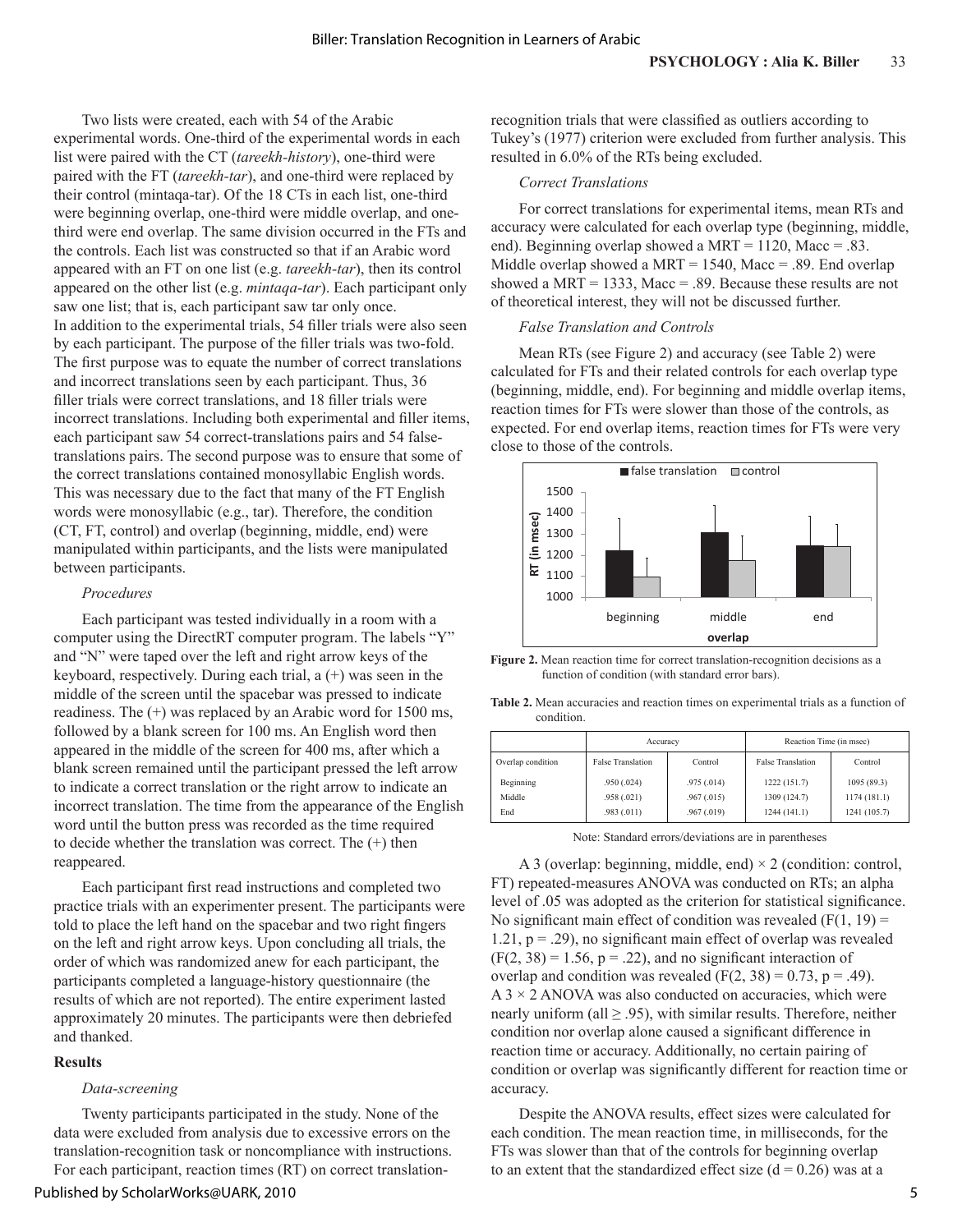Two lists were created, each with 54 of the Arabic experimental words. One-third of the experimental words in each list were paired with the CT (*tareekh-history*), one-third were paired with the FT (*tareekh-tar*), and one-third were replaced by their control (mintaqa-tar). Of the 18 CTs in each list, one-third were beginning overlap, one-third were middle overlap, and one-third were end overlap. The same division occurred in the FTs and the controls. Each list was constructed so that if an Arabic word appeared with an FT on one list (e.g. *tareekh-tar*), then its control appeared on the other list (e.g. *mintaqa-tar*). Each participant only saw one list; that is, each participant saw tar only once. In addition to the experimental trials, 54 filler trials were also seen by each participant. The purpose of the filler trials was two-fold. The first purpose was to equate the number of correct translations and incorrect translations seen by each participant. Thus, 36 filler trials were correct translations, and 18 filler trials were incorrect translations. Including both experimental and filler items, each participant saw 54 correct-translations pairs and 54 false-translations pairs. The second purpose was to ensure that some of the correct translations contained monosyllabic English words. This was necessary due to the fact that many of the FT English words were monosyllabic (e.g., tar). Therefore, the condition (CT, FT, control) and overlap (beginning, middle, end) were manipulated within participants, and the lists were manipulated between participants.

### *Procedures*

Each participant was tested individually in a room with a computer using the DirectRT computer program. The labels "Y" and "N" were taped over the left and right arrow keys of the keyboard, respectively. During each trial, a (+) was seen in the middle of the screen until the spacebar was pressed to indicate readiness. The (+) was replaced by an Arabic word for 1500 ms, followed by a blank screen for 100 ms. An English word then appeared in the middle of the screen for 400 ms, after which a blank screen remained until the participant pressed the left arrow to indicate a correct translation or the right arrow to indicate an incorrect translation. The time from the appearance of the English word until the button press was recorded as the time required to decide whether the translation was correct. The (+) then reappeared.

Each participant first read instructions and completed two practice trials with an experimenter present. The participants were told to place the left hand on the spacebar and two right fingers on the left and right arrow keys. Upon concluding all trials, the order of which was randomized anew for each participant, the participants completed a language-history questionnaire (the results of which are not reported). The entire experiment lasted approximately 20 minutes. The participants were then debriefed and thanked.

## Results

### *Data-screening*

Twenty participants participated in the study. None of the data were excluded from analysis due to excessive errors on the translation-recognition task or noncompliance with instructions. For each participant, reaction times (RT) on correct translation-recognition trials that were classified as outliers according to Tukey's (1977) criterion were excluded from further analysis. This resulted in 6.0% of the RTs being excluded.

### *Correct Translations*

For correct translations for experimental items, mean RTs and accuracy were calculated for each overlap type (beginning, middle, end). Beginning overlap showed a MRT = 1120, Macc = .83. Middle overlap showed a MRT = 1540, Macc = .89. End overlap showed a MRT = 1333, Macc = .89. Because these results are not of theoretical interest, they will not be discussed further.

### *False Translation and Controls*

Mean RTs (see Figure 2) and accuracy (see Table 2) were calculated for FTs and their related controls for each overlap type (beginning, middle, end). For beginning and middle overlap items, reaction times for FTs were slower than those of the controls, as expected. For end overlap items, reaction times for FTs were very close to those of the controls.

**Figure 2.** Mean reaction time for correct translation-recognition decisions as a function of condition (with standard error bars).

**Table 2.** Mean accuracies and reaction times on experimental trials as a function of condition.

| | Accuracy | | Reaction Time (in msec) | |
|---|---|---|---|---|
| Overlap condition | False Translation | Control | False Translation | Control |
| Beginning | .950 (.024) | .975 (.014) | 1222 (151.7) | 1095 (89.3) |
| Middle | .958 (.021) | .967 (.015) | 1309 (124.7) | 1174 (181.1) |
| End | .983 (.011) | .967 (.019) | 1244 (141.1) | 1241 (105.7) |

Note: Standard errors/deviations are in parentheses

A 3 (overlap: beginning, middle, end) × 2 (condition: control, FT) repeated-measures ANOVA was conducted on RTs; an alpha level of .05 was adopted as the criterion for statistical significance. No significant main effect of condition was revealed ($F(1, 19) = 1.21$, $p = .29$), no significant main effect of overlap was revealed ($F(2, 38) = 1.56$, $p = .22$), and no significant interaction of overlap and condition was revealed ($F(2, 38) = 0.73$, $p = .49$). A 3 × 2 ANOVA was also conducted on accuracies, which were nearly uniform (all ≥ .95), with similar results. Therefore, neither condition nor overlap alone caused a significant difference in reaction time or accuracy. Additionally, no certain pairing of condition or overlap was significantly different for reaction time or accuracy.

Despite the ANOVA results, effect sizes were calculated for each condition. The mean reaction time, in milliseconds, for the FTs was slower than that of the controls for beginning overlap to an extent that the standardized effect size ($d = 0.26$) was at a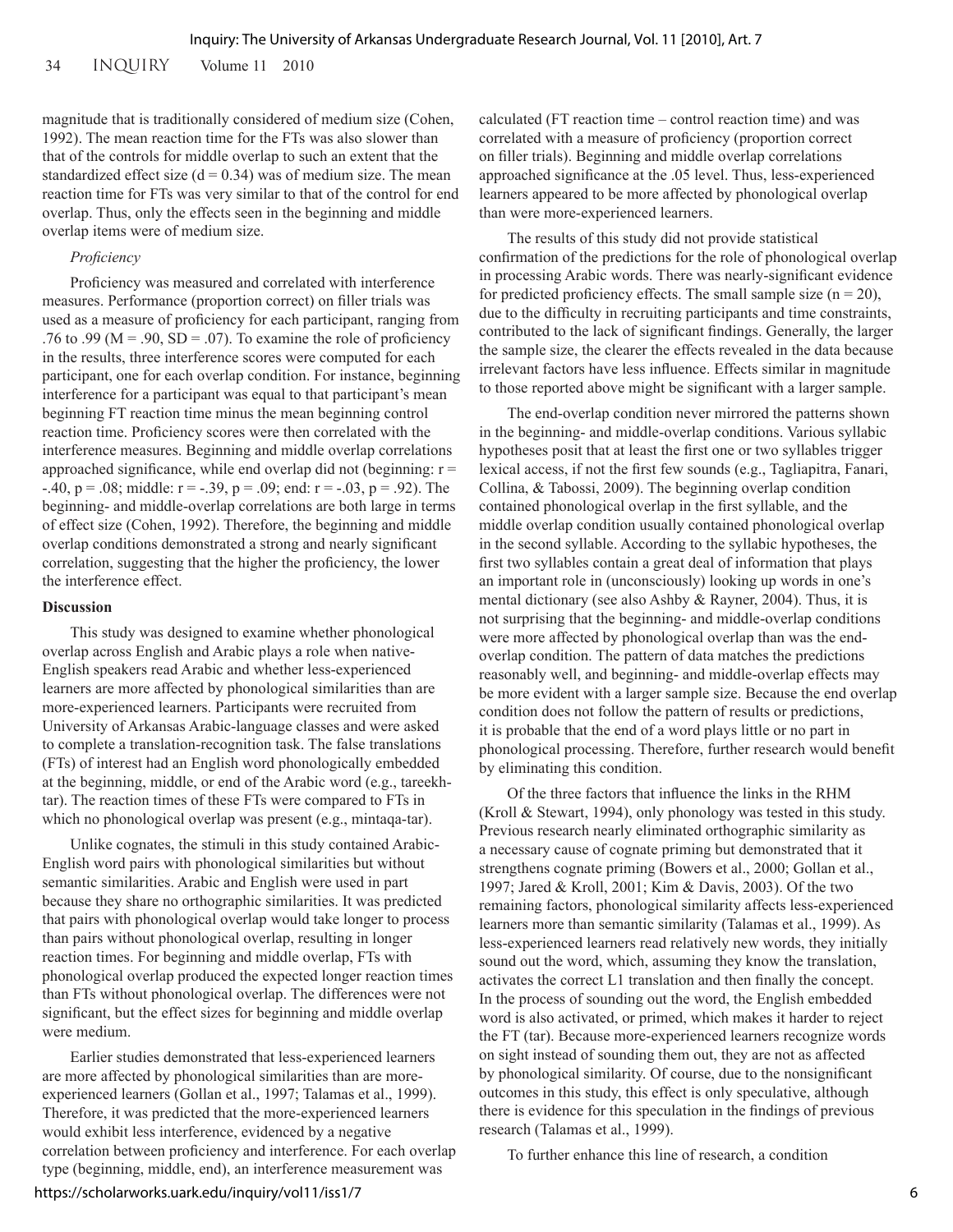magnitude that is traditionally considered of medium size (Cohen, 1992). The mean reaction time for the FTs was also slower than that of the controls for middle overlap to such an extent that the standardized effect size ($d = 0.34$) was of medium size. The mean reaction time for FTs was very similar to that of the control for end overlap. Thus, only the effects seen in the beginning and middle overlap items were of medium size.

*Proficiency*

Proficiency was measured and correlated with interference measures. Performance (proportion correct) on filler trials was used as a measure of proficiency for each participant, ranging from .76 to .99 ($M = .90$, $SD = .07$). To examine the role of proficiency in the results, three interference scores were computed for each participant, one for each overlap condition. For instance, beginning interference for a participant was equal to that participant's mean beginning FT reaction time minus the mean beginning control reaction time. Proficiency scores were then correlated with the interference measures. Beginning and middle overlap correlations approached significance, while end overlap did not (beginning: $r = -.40$, $p = .08$; middle: $r = -.39$, $p = .09$; end: $r = -.03$, $p = .92$). The beginning- and middle-overlap correlations are both large in terms of effect size (Cohen, 1992). Therefore, the beginning and middle overlap conditions demonstrated a strong and nearly significant correlation, suggesting that the higher the proficiency, the lower the interference effect.

## Discussion

This study was designed to examine whether phonological overlap across English and Arabic plays a role when native-English speakers read Arabic and whether less-experienced learners are more affected by phonological similarities than are more-experienced learners. Participants were recruited from University of Arkansas Arabic-language classes and were asked to complete a translation-recognition task. The false translations (FTs) of interest had an English word phonologically embedded at the beginning, middle, or end of the Arabic word (e.g., tareekh-tar). The reaction times of these FTs were compared to FTs in which no phonological overlap was present (e.g., mintaqa-tar).

Unlike cognates, the stimuli in this study contained Arabic-English word pairs with phonological similarities but without semantic similarities. Arabic and English were used in part because they share no orthographic similarities. It was predicted that pairs with phonological overlap would take longer to process than pairs without phonological overlap, resulting in longer reaction times. For beginning and middle overlap, FTs with phonological overlap produced the expected longer reaction times than FTs without phonological overlap. The differences were not significant, but the effect sizes for beginning and middle overlap were medium.

Earlier studies demonstrated that less-experienced learners are more affected by phonological similarities than are more-experienced learners (Gollan et al., 1997; Talamas et al., 1999). Therefore, it was predicted that the more-experienced learners would exhibit less interference, evidenced by a negative correlation between proficiency and interference. For each overlap type (beginning, middle, end), an interference measurement was calculated (FT reaction time – control reaction time) and was correlated with a measure of proficiency (proportion correct on filler trials). Beginning and middle overlap correlations approached significance at the .05 level. Thus, less-experienced learners appeared to be more affected by phonological overlap than were more-experienced learners.

The results of this study did not provide statistical confirmation of the predictions for the role of phonological overlap in processing Arabic words. There was nearly-significant evidence for predicted proficiency effects. The small sample size ($n = 20$), due to the difficulty in recruiting participants and time constraints, contributed to the lack of significant findings. Generally, the larger the sample size, the clearer the effects revealed in the data because irrelevant factors have less influence. Effects similar in magnitude to those reported above might be significant with a larger sample.

The end-overlap condition never mirrored the patterns shown in the beginning- and middle-overlap conditions. Various syllabic hypotheses posit that at least the first one or two syllables trigger lexical access, if not the first few sounds (e.g., Tagliapitra, Fanari, Collina, & Tabossi, 2009). The beginning overlap condition contained phonological overlap in the first syllable, and the middle overlap condition usually contained phonological overlap in the second syllable. According to the syllabic hypotheses, the first two syllables contain a great deal of information that plays an important role in (unconsciously) looking up words in one's mental dictionary (see also Ashby & Rayner, 2004). Thus, it is not surprising that the beginning- and middle-overlap conditions were more affected by phonological overlap than was the end-overlap condition. The pattern of data matches the predictions reasonably well, and beginning- and middle-overlap effects may be more evident with a larger sample size. Because the end overlap condition does not follow the pattern of results or predictions, it is probable that the end of a word plays little or no part in phonological processing. Therefore, further research would benefit by eliminating this condition.

Of the three factors that influence the links in the RHM (Kroll & Stewart, 1994), only phonology was tested in this study. Previous research nearly eliminated orthographic similarity as a necessary cause of cognate priming but demonstrated that it strengthens cognate priming (Bowers et al., 2000; Gollan et al., 1997; Jared & Kroll, 2001; Kim & Davis, 2003). Of the two remaining factors, phonological similarity affects less-experienced learners more than semantic similarity (Talamas et al., 1999). As less-experienced learners read relatively new words, they initially sound out the word, which, assuming they know the translation, activates the correct L1 translation and then finally the concept. In the process of sounding out the word, the English embedded word is also activated, or primed, which makes it harder to reject the FT (tar). Because more-experienced learners recognize words on sight instead of sounding them out, they are not as affected by phonological similarity. Of course, due to the nonsignificant outcomes in this study, this effect is only speculative, although there is evidence for this speculation in the findings of previous research (Talamas et al., 1999).

To further enhance this line of research, a condition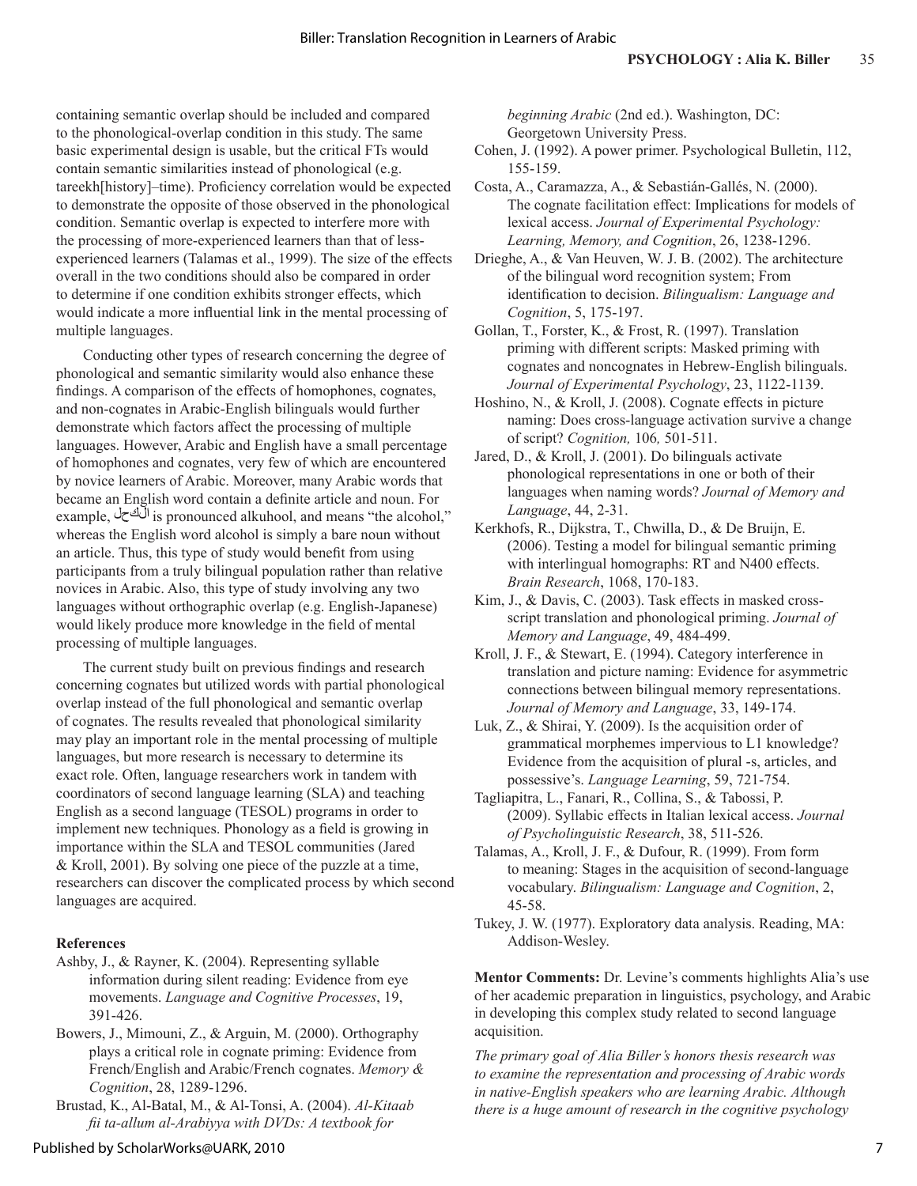containing semantic overlap should be included and compared to the phonological-overlap condition in this study. The same basic experimental design is usable, but the critical FTs would contain semantic similarities instead of phonological (e.g. tareekh[history]–time). Proficiency correlation would be expected to demonstrate the opposite of those observed in the phonological condition. Semantic overlap is expected to interfere more with the processing of more-experienced learners than that of less-experienced learners (Talamas et al., 1999). The size of the effects overall in the two conditions should also be compared in order to determine if one condition exhibits stronger effects, which would indicate a more influential link in the mental processing of multiple languages.

Conducting other types of research concerning the degree of phonological and semantic similarity would also enhance these findings. A comparison of the effects of homophones, cognates, and non-cognates in Arabic-English bilinguals would further demonstrate which factors affect the processing of multiple languages. However, Arabic and English have a small percentage of homophones and cognates, very few of which are encountered by novice learners of Arabic. Moreover, many Arabic words that became an English word contain a definite article and noun. For example, الكحل is pronounced alkuhool, and means "the alcohol," whereas the English word alcohol is simply a bare noun without an article. Thus, this type of study would benefit from using participants from a truly bilingual population rather than relative novices in Arabic. Also, this type of study involving any two languages without orthographic overlap (e.g. English-Japanese) would likely produce more knowledge in the field of mental processing of multiple languages.

The current study built on previous findings and research concerning cognates but utilized words with partial phonological overlap instead of the full phonological and semantic overlap of cognates. The results revealed that phonological similarity may play an important role in the mental processing of multiple languages, but more research is necessary to determine its exact role. Often, language researchers work in tandem with coordinators of second language learning (SLA) and teaching English as a second language (TESOL) programs in order to implement new techniques. Phonology as a field is growing in importance within the SLA and TESOL communities (Jared & Kroll, 2001). By solving one piece of the puzzle at a time, researchers can discover the complicated process by which second languages are acquired.

### References

Ashby, J., & Rayner, K. (2004). Representing syllable information during silent reading: Evidence from eye movements. *Language and Cognitive Processes*, 19, 391-426.

Bowers, J., Mimouni, Z., & Arguin, M. (2000). Orthography plays a critical role in cognate priming: Evidence from French/English and Arabic/French cognates. *Memory & Cognition*, 28, 1289-1296.

Brustad, K., Al-Batal, M., & Al-Tonsi, A. (2004). *Al-Kitaab fii ta-allum al-Arabiyya with DVDs: A textbook for beginning Arabic* (2nd ed.). Washington, DC: Georgetown University Press.

Cohen, J. (1992). A power primer. Psychological Bulletin, 112, 155-159.

Costa, A., Caramazza, A., & Sebastián-Gallés, N. (2000). The cognate facilitation effect: Implications for models of lexical access. *Journal of Experimental Psychology: Learning, Memory, and Cognition*, 26, 1238-1296.

Drieghe, A., & Van Heuven, W. J. B. (2002). The architecture of the bilingual word recognition system; From identification to decision. *Bilingualism: Language and Cognition*, 5, 175-197.

Gollan, T., Forster, K., & Frost, R. (1997). Translation priming with different scripts: Masked priming with cognates and noncognates in Hebrew-English bilinguals. *Journal of Experimental Psychology*, 23, 1122-1139.

Hoshino, N., & Kroll, J. (2008). Cognate effects in picture naming: Does cross-language activation survive a change of script? *Cognition,* 106*,* 501-511.

Jared, D., & Kroll, J. (2001). Do bilinguals activate phonological representations in one or both of their languages when naming words? *Journal of Memory and Language*, 44, 2-31.

Kerkhofs, R., Dijkstra, T., Chwilla, D., & De Bruijn, E. (2006). Testing a model for bilingual semantic priming with interlingual homographs: RT and N400 effects. *Brain Research*, 1068, 170-183.

Kim, J., & Davis, C. (2003). Task effects in masked cross-script translation and phonological priming. *Journal of Memory and Language*, 49, 484-499.

Kroll, J. F., & Stewart, E. (1994). Category interference in translation and picture naming: Evidence for asymmetric connections between bilingual memory representations. *Journal of Memory and Language*, 33, 149-174.

Luk, Z., & Shirai, Y. (2009). Is the acquisition order of grammatical morphemes impervious to L1 knowledge? Evidence from the acquisition of plural -s, articles, and possessive's. *Language Learning*, 59, 721-754.

Tagliapitra, L., Fanari, R., Collina, S., & Tabossi, P. (2009). Syllabic effects in Italian lexical access. *Journal of Psycholinguistic Research*, 38, 511-526.

Talamas, A., Kroll, J. F., & Dufour, R. (1999). From form to meaning: Stages in the acquisition of second-language vocabulary. *Bilingualism: Language and Cognition*, 2, 45-58.

Tukey, J. W. (1977). Exploratory data analysis. Reading, MA: Addison-Wesley.

**Mentor Comments:** Dr. Levine's comments highlights Alia's use of her academic preparation in linguistics, psychology, and Arabic in developing this complex study related to second language acquisition.

*The primary goal of Alia Biller's honors thesis research was to examine the representation and processing of Arabic words in native-English speakers who are learning Arabic. Although there is a huge amount of research in the cognitive psychology*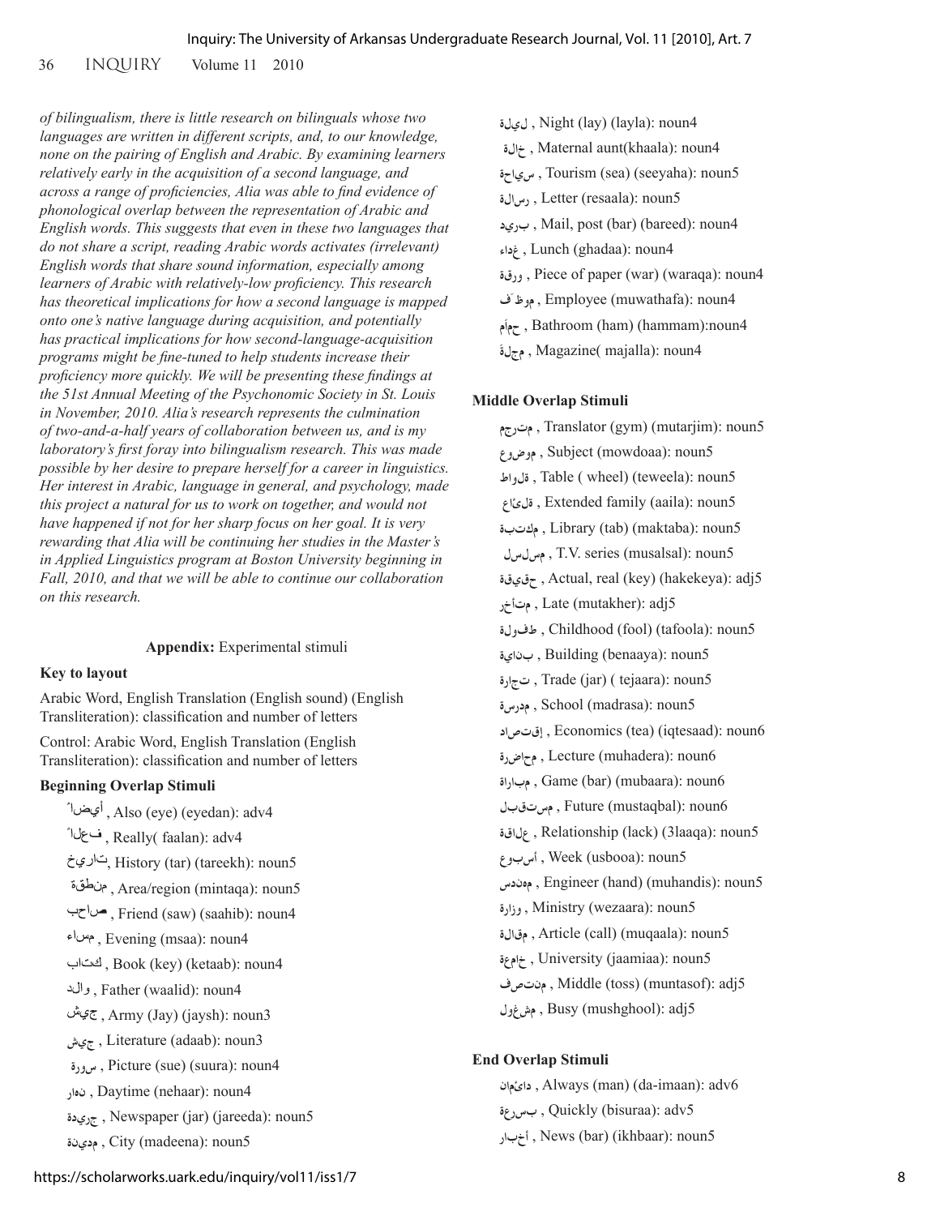*of bilingualism, there is little research on bilinguals whose two languages are written in different scripts, and, to our knowledge, none on the pairing of English and Arabic. By examining learners relatively early in the acquisition of a second language, and across a range of proficiencies, Alia was able to find evidence of phonological overlap between the representation of Arabic and English words. This suggests that even in these two languages that do not share a script, reading Arabic words activates (irrelevant) English words that share sound information, especially among learners of Arabic with relatively-low proficiency. This research has theoretical implications for how a second language is mapped onto one's native language during acquisition, and potentially has practical implications for how second-language-acquisition programs might be fine-tuned to help students increase their proficiency more quickly. We will be presenting these findings at the 51st Annual Meeting of the Psychonomic Society in St. Louis in November, 2010. Alia's research represents the culmination of two-and-a-half years of collaboration between us, and is my laboratory's first foray into bilingualism research. This was made possible by her desire to prepare herself for a career in linguistics. Her interest in Arabic, language in general, and psychology, made this project a natural for us to work on together, and would not have happened if not for her sharp focus on her goal. It is very rewarding that Alia will be continuing her studies in the Master's in Applied Linguistics program at Boston University beginning in Fall, 2010, and that we will be able to continue our collaboration on this research.*

## **Appendix:** Experimental stimuli

### Key to layout

Arabic Word, English Translation (English sound) (English Transliteration): classification and number of letters

Control: Arabic Word, English Translation (English Transliteration): classification and number of letters

### Beginning Overlap Stimuli

أيضاً , Also (eye) (eyedan): adv4
فعلاً , Really( faalan): adv4
تاريخ, History (tar) (tareekh): noun5
منطقة , Area/region (mintaqa): noun5
صاحب , Friend (saw) (saahib): noun4
مساء , Evening (msaa): noun4
كتاب , Book (key) (ketaab): noun4
والد , Father (waalid): noun4
جيش , Army (Jay) (jaysh): noun3
جيش , Literature (adaab): noun3
صورة , Picture (sue) (suura): noun4
نهار , Daytime (nehaar): noun4
جريدة , Newspaper (jar) (jareeda): noun5
مدينة , City (madeena): noun5
ليلة , Night (lay) (layla): noun4
خالة , Maternal aunt(khaala): noun4
سياحة , Tourism (sea) (seeyaha): noun5
رسالة , Letter (resaala): noun5
بريد , Mail, post (bar) (bareed): noun4
غداء , Lunch (ghadaa): noun4
ورقة , Piece of paper (war) (waraqa): noun4
موظف , Employee (muwathafa): noun4
حمام , Bathroom (ham) (hammam):noun4
مجلة , Magazine( majalla): noun4

### Middle Overlap Stimuli

مترجم , Translator (gym) (mutarjim): noun5
موضوع , Subject (mowdoaa): noun5
طاولة , Table ( wheel) (teweela): noun5
عائلة , Extended family (aaila): noun5
مكتبة , Library (tab) (maktaba): noun5
مسلسل , T.V. series (musalsal): noun5
حقيقة , Actual, real (key) (hakekeya): adj5
متأخر , Late (mutakher): adj5
طفولة , Childhood (fool) (tafoola): noun5
بناية , Building (benaaya): noun5
تجارة , Trade (jar) ( tejaara): noun5
مدرسة , School (madrasa): noun5
إقتصاد , Economics (tea) (iqtesaad): noun6
محاضرة , Lecture (muhadera): noun6
مباراة , Game (bar) (mubaara): noun6
مستقبل , Future (mustaqbal): noun6
علاقة , Relationship (lack) (3laaqa): noun5
أسبوع , Week (usbooa): noun5
مهندس , Engineer (hand) (muhandis): noun5
وزارة , Ministry (wezaara): noun5
مقالة , Article (call) (muqaala): noun5
جامعة , University (jaamiaa): noun5
منتصف , Middle (toss) (muntasof): adj5
مشغول , Busy (mushghool): adj5

### End Overlap Stimuli

دائمان , Always (man) (da-imaan): adv6
بسرعة , Quickly (bisuraa): adv5
أخبار , News (bar) (ikhbaar): noun5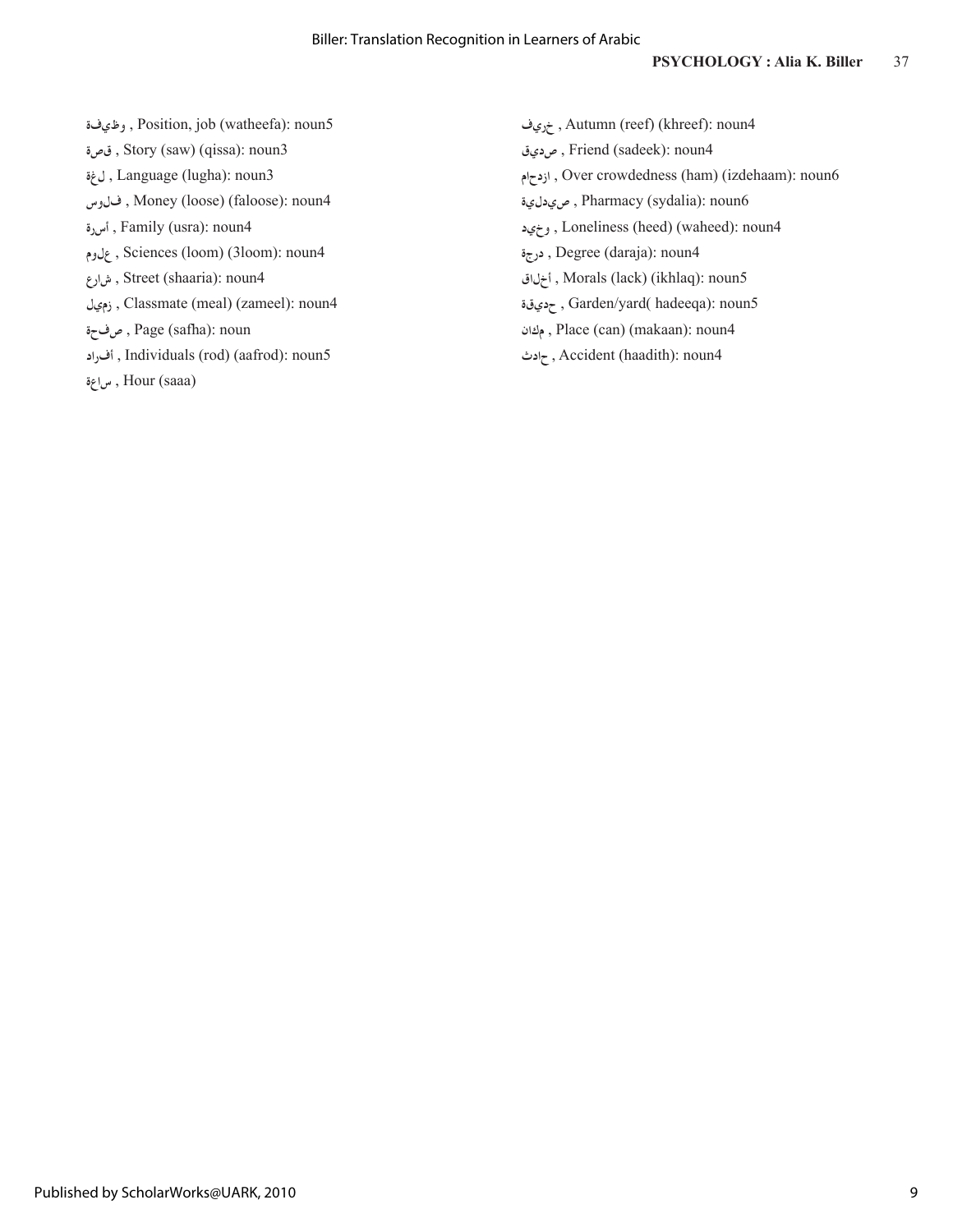وظيفة , Position, job (watheefa): noun5
قصة , Story (saw) (qissa): noun3
لغة , Language (lugha): noun3
فلوس , Money (loose) (faloose): noun4
أسرة , Family (usra): noun4
علوم , Sciences (loom) (3loom): noun4
شارع , Street (shaaria): noun4
زميل , Classmate (meal) (zameel): noun4
صفحة , Page (safha): noun
أفراد , Individuals (rod) (aafrod): noun5
ساعة , Hour (saaa)

خريف , Autumn (reef) (khreef): noun4
صديق , Friend (sadeek): noun4
ازدحام , Over crowdedness (ham) (izdehaam): noun6
صيدلية , Pharmacy (sydalia): noun6
وحيد , Loneliness (heed) (waheed): noun4
درجة , Degree (daraja): noun4
أخلاق , Morals (lack) (ikhlaq): noun5
حديقة , Garden/yard( hadeeqa): noun5
مكان , Place (can) (makaan): noun4
حادث , Accident (haadith): noun4